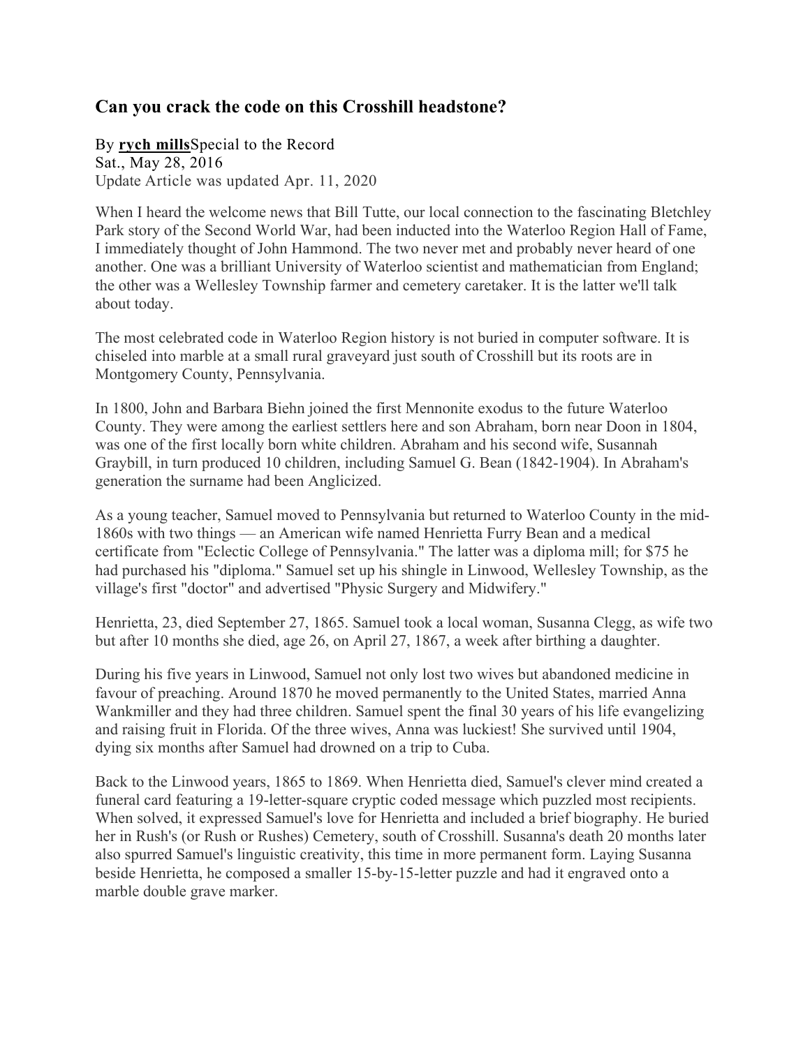## Can you crack the code on this Crosshill headstone?

By **rych mills**Special to the Record
Sat., May 28, 2016
Update Article was updated Apr. 11, 2020

When I heard the welcome news that Bill Tutte, our local connection to the fascinating Bletchley Park story of the Second World War, had been inducted into the Waterloo Region Hall of Fame, I immediately thought of John Hammond. The two never met and probably never heard of one another. One was a brilliant University of Waterloo scientist and mathematician from England; the other was a Wellesley Township farmer and cemetery caretaker. It is the latter we'll talk about today.

The most celebrated code in Waterloo Region history is not buried in computer software. It is chiseled into marble at a small rural graveyard just south of Crosshill but its roots are in Montgomery County, Pennsylvania.

In 1800, John and Barbara Biehn joined the first Mennonite exodus to the future Waterloo County. They were among the earliest settlers here and son Abraham, born near Doon in 1804, was one of the first locally born white children. Abraham and his second wife, Susannah Graybill, in turn produced 10 children, including Samuel G. Bean (1842-1904). In Abraham's generation the surname had been Anglicized.

As a young teacher, Samuel moved to Pennsylvania but returned to Waterloo County in the mid-1860s with two things — an American wife named Henrietta Furry Bean and a medical certificate from "Eclectic College of Pennsylvania." The latter was a diploma mill; for $75 he had purchased his "diploma." Samuel set up his shingle in Linwood, Wellesley Township, as the village's first "doctor" and advertised "Physic Surgery and Midwifery."

Henrietta, 23, died September 27, 1865. Samuel took a local woman, Susanna Clegg, as wife two but after 10 months she died, age 26, on April 27, 1867, a week after birthing a daughter.

During his five years in Linwood, Samuel not only lost two wives but abandoned medicine in favour of preaching. Around 1870 he moved permanently to the United States, married Anna Wankmiller and they had three children. Samuel spent the final 30 years of his life evangelizing and raising fruit in Florida. Of the three wives, Anna was luckiest! She survived until 1904, dying six months after Samuel had drowned on a trip to Cuba.

Back to the Linwood years, 1865 to 1869. When Henrietta died, Samuel's clever mind created a funeral card featuring a 19-letter-square cryptic coded message which puzzled most recipients. When solved, it expressed Samuel's love for Henrietta and included a brief biography. He buried her in Rush's (or Rush or Rushes) Cemetery, south of Crosshill. Susanna's death 20 months later also spurred Samuel's linguistic creativity, this time in more permanent form. Laying Susanna beside Henrietta, he composed a smaller 15-by-15-letter puzzle and had it engraved onto a marble double grave marker.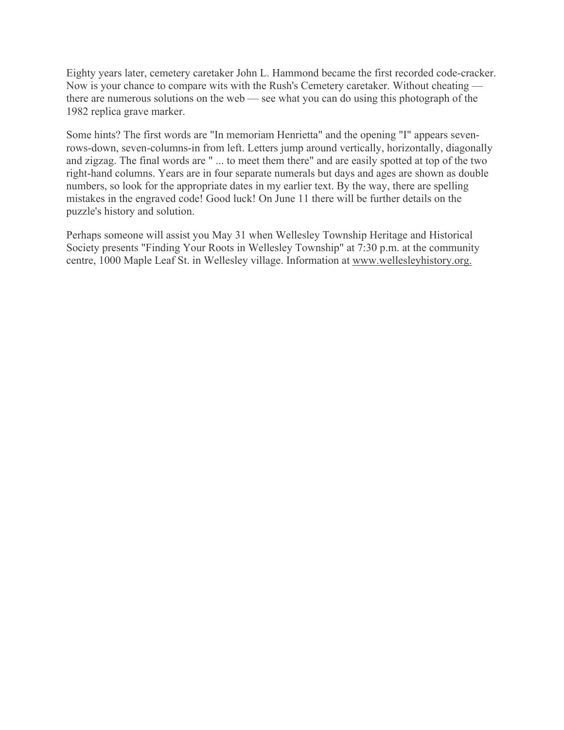Eighty years later, cemetery caretaker John L. Hammond became the first recorded code-cracker. Now is your chance to compare wits with the Rush's Cemetery caretaker. Without cheating — there are numerous solutions on the web — see what you can do using this photograph of the 1982 replica grave marker.

Some hints? The first words are "In memoriam Henrietta" and the opening "I" appears seven-rows-down, seven-columns-in from left. Letters jump around vertically, horizontally, diagonally and zigzag. The final words are " ... to meet them there" and are easily spotted at top of the two right-hand columns. Years are in four separate numerals but days and ages are shown as double numbers, so look for the appropriate dates in my earlier text. By the way, there are spelling mistakes in the engraved code! Good luck! On June 11 there will be further details on the puzzle's history and solution.

Perhaps someone will assist you May 31 when Wellesley Township Heritage and Historical Society presents "Finding Your Roots in Wellesley Township" at 7:30 p.m. at the community centre, 1000 Maple Leaf St. in Wellesley village. Information at www.wellesleyhistory.org.